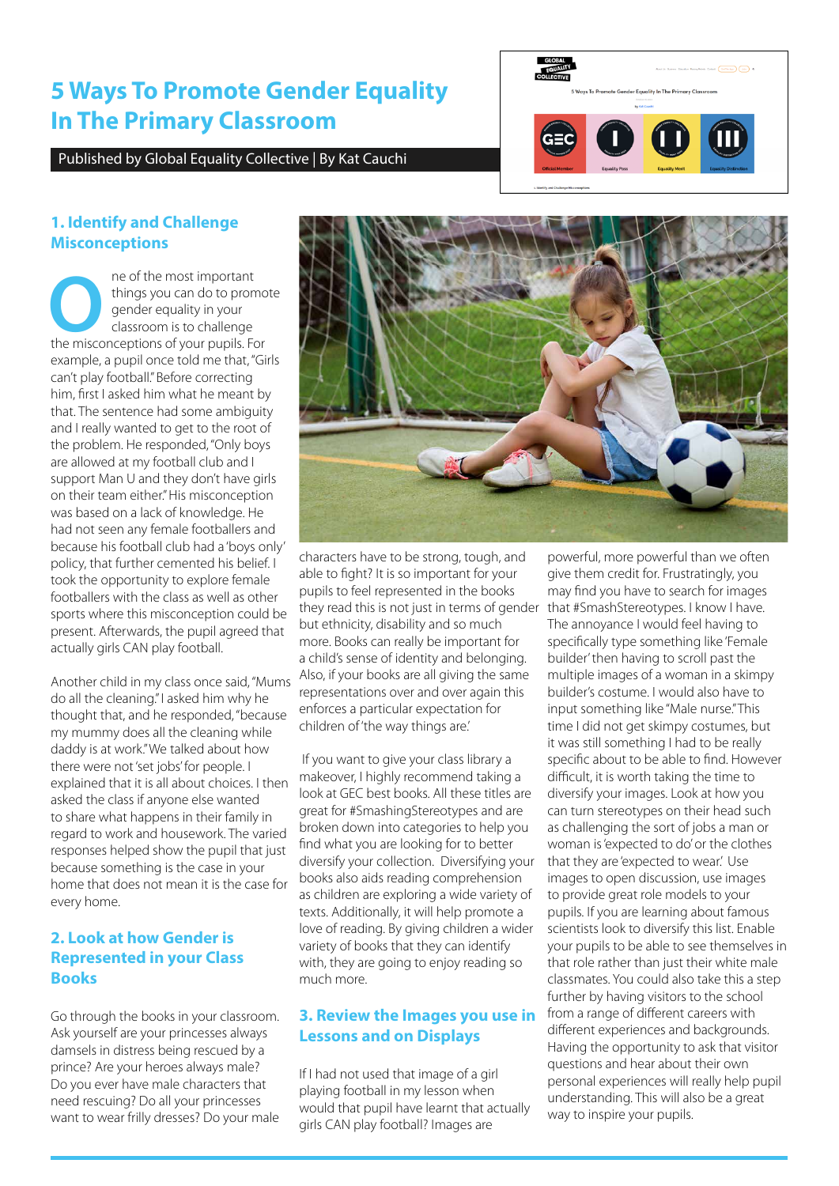# 5 Ways To Promote Gender Equality In The Primary Classroom

Published by Global Equality Collective | By Kat Cauchi

## 1. Identify and Challenge Misconceptions

One of the most important things you can do to promote gender equality in your classroom is to challenge the misconceptions of your pupils. For example, a pupil once told me that, "Girls can't play football." Before correcting him, first I asked him what he meant by that. The sentence had some ambiguity and I really wanted to get to the root of the problem. He responded, "Only boys are allowed at my football club and I support Man U and they don't have girls on their team either." His misconception was based on a lack of knowledge. He had not seen any female footballers and because his football club had a 'boys only' policy, that further cemented his belief. I took the opportunity to explore female footballers with the class as well as other sports where this misconception could be present. Afterwards, the pupil agreed that actually girls CAN play football.

Another child in my class once said, "Mums do all the cleaning." I asked him why he thought that, and he responded, "because my mummy does all the cleaning while daddy is at work." We talked about how there were not 'set jobs' for people. I explained that it is all about choices. I then asked the class if anyone else wanted to share what happens in their family in regard to work and housework. The varied responses helped show the pupil that just because something is the case in your home that does not mean it is the case for every home.

## 2. Look at how Gender is Represented in your Class Books

Go through the books in your classroom. Ask yourself are your princesses always damsels in distress being rescued by a prince? Are your heroes always male? Do you ever have male characters that need rescuing? Do all your princesses want to wear frilly dresses? Do your male characters have to be strong, tough, and able to fight? It is so important for your pupils to feel represented in the books they read this is not just in terms of gender but ethnicity, disability and so much more. Books can really be important for a child's sense of identity and belonging. Also, if your books are all giving the same representations over and over again this enforces a particular expectation for children of 'the way things are.'

If you want to give your class library a makeover, I highly recommend taking a look at GEC best books. All these titles are great for #SmashingStereotypes and are broken down into categories to help you find what you are looking for to better diversify your collection. Diversifying your books also aids reading comprehension as children are exploring a wide variety of texts. Additionally, it will help promote a love of reading. By giving children a wider variety of books that they can identify with, they are going to enjoy reading so much more.

## 3. Review the Images you use in Lessons and on Displays

If I had not used that image of a girl playing football in my lesson when would that pupil have learnt that actually girls CAN play football? Images are powerful, more powerful than we often give them credit for. Frustratingly, you may find you have to search for images that #SmashStereotypes. I know I have. The annoyance I would feel having to specifically type something like 'Female builder' then having to scroll past the multiple images of a woman in a skimpy builder's costume. I would also have to input something like "Male nurse." This time I did not get skimpy costumes, but it was still something I had to be really specific about to be able to find. However difficult, it is worth taking the time to diversify your images. Look at how you can turn stereotypes on their head such as challenging the sort of jobs a man or woman is 'expected to do' or the clothes that they are 'expected to wear.' Use images to open discussion, use images to provide great role models to your pupils. If you are learning about famous scientists look to diversify this list. Enable your pupils to be able to see themselves in that role rather than just their white male classmates. You could also take this a step further by having visitors to the school from a range of different careers with different experiences and backgrounds. Having the opportunity to ask that visitor questions and hear about their own personal experiences will really help pupil understanding. This will also be a great way to inspire your pupils.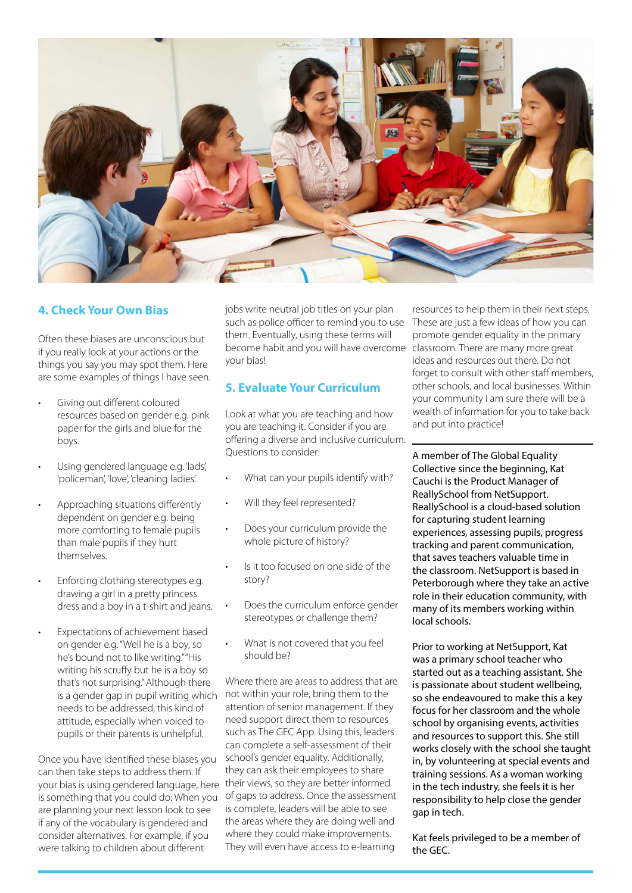## 4. Check Your Own Bias

Often these biases are unconscious but if you really look at your actions or the things you say you may spot them. Here are some examples of things I have seen.

- Giving out different coloured resources based on gender e.g. pink paper for the girls and blue for the boys.
- Using gendered language e.g. 'lads', 'policeman', 'love', 'cleaning ladies'.
- Approaching situations differently dependent on gender e.g. being more comforting to female pupils than male pupils if they hurt themselves.
- Enforcing clothing stereotypes e.g. drawing a girl in a pretty princess dress and a boy in a t-shirt and jeans.
- Expectations of achievement based on gender e.g. "Well he is a boy, so he's bound not to like writing." "His writing his scruffy but he is a boy so that's not surprising." Although there is a gender gap in pupil writing which needs to be addressed, this kind of attitude, especially when voiced to pupils or their parents is unhelpful.

Once you have identified these biases you can then take steps to address them. If your bias is using gendered language, here is something that you could do: When you are planning your next lesson look to see if any of the vocabulary is gendered and consider alternatives. For example, if you were talking to children about different jobs write neutral job titles on your plan such as police officer to remind you to use them. Eventually, using these terms will become habit and you will have overcome your bias!

## 5. Evaluate Your Curriculum

Look at what you are teaching and how you are teaching it. Consider if you are offering a diverse and inclusive curriculum. Questions to consider:

- What can your pupils identify with?
- Will they feel represented?
- Does your curriculum provide the whole picture of history?
- Is it too focused on one side of the story?
- Does the curriculum enforce gender stereotypes or challenge them?
- What is not covered that you feel should be?

Where there are areas to address that are not within your role, bring them to the attention of senior management. If they need support direct them to resources such as The GEC App. Using this, leaders can complete a self-assessment of their school's gender equality. Additionally, they can ask their employees to share their views, so they are better informed of gaps to address. Once the assessment is complete, leaders will be able to see the areas where they are doing well and where they could make improvements. They will even have access to e-learning resources to help them in their next steps. These are just a few ideas of how you can promote gender equality in the primary classroom. There are many more great ideas and resources out there. Do not forget to consult with other staff members, other schools, and local businesses. Within your community I am sure there will be a wealth of information for you to take back and put into practice!

---

A member of The Global Equality Collective since the beginning, Kat Cauchi is the Product Manager of ReallySchool from NetSupport. ReallySchool is a cloud-based solution for capturing student learning experiences, assessing pupils, progress tracking and parent communication, that saves teachers valuable time in the classroom. NetSupport is based in Peterborough where they take an active role in their education community, with many of its members working within local schools.

Prior to working at NetSupport, Kat was a primary school teacher who started out as a teaching assistant. She is passionate about student wellbeing, so she endeavoured to make this a key focus for her classroom and the whole school by organising events, activities and resources to support this. She still works closely with the school she taught in, by volunteering at special events and training sessions. As a woman working in the tech industry, she feels it is her responsibility to help close the gender gap in tech.

Kat feels privileged to be a member of the GEC.